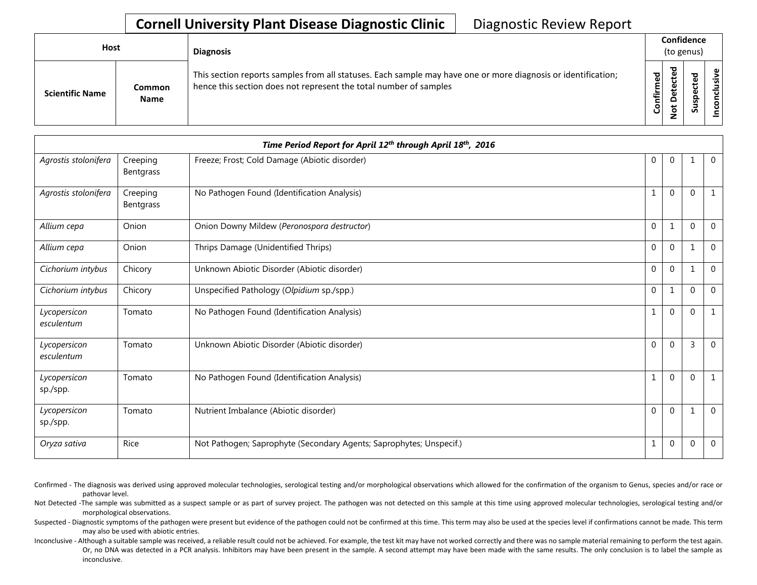# Cornell University Plant Disease Diagnostic Clinic

Diagnostic Review Report

| Host | | Diagnosis | Confidence (to genus) | | | |
|---|---|---|---|---|---|---|
| Scientific Name | Common Name | This section reports samples from all statuses. Each sample may have one or more diagnosis or identification; hence this section does not represent the total number of samples | Confirmed | Not Detected | Suspected | Inconclusive |
| ***Time Period Report for April 12th through April 18th, 2016*** | | | | | | |
| *Agrostis stolonifera* | Creeping Bentgrass | Freeze; Frost; Cold Damage (Abiotic disorder) | 0 | 0 | 1 | 0 |
| *Agrostis stolonifera* | Creeping Bentgrass | No Pathogen Found (Identification Analysis) | 1 | 0 | 0 | 1 |
| *Allium cepa* | Onion | Onion Downy Mildew (*Peronospora destructor*) | 0 | 1 | 0 | 0 |
| *Allium cepa* | Onion | Thrips Damage (Unidentified Thrips) | 0 | 0 | 1 | 0 |
| *Cichorium intybus* | Chicory | Unknown Abiotic Disorder (Abiotic disorder) | 0 | 0 | 1 | 0 |
| *Cichorium intybus* | Chicory | Unspecified Pathology (*Olpidium* sp./spp.) | 0 | 1 | 0 | 0 |
| *Lycopersicon esculentum* | Tomato | No Pathogen Found (Identification Analysis) | 1 | 0 | 0 | 1 |
| *Lycopersicon esculentum* | Tomato | Unknown Abiotic Disorder (Abiotic disorder) | 0 | 0 | 3 | 0 |
| *Lycopersicon* sp./spp. | Tomato | No Pathogen Found (Identification Analysis) | 1 | 0 | 0 | 1 |
| *Lycopersicon* sp./spp. | Tomato | Nutrient Imbalance (Abiotic disorder) | 0 | 0 | 1 | 0 |
| *Oryza sativa* | Rice | Not Pathogen; Saprophyte (Secondary Agents; Saprophytes; Unspecif.) | 1 | 0 | 0 | 0 |

Confirmed - The diagnosis was derived using approved molecular technologies, serological testing and/or morphological observations which allowed for the confirmation of the organism to Genus, species and/or race or pathovar level.

Not Detected -The sample was submitted as a suspect sample or as part of survey project. The pathogen was not detected on this sample at this time using approved molecular technologies, serological testing and/or morphological observations.

Suspected - Diagnostic symptoms of the pathogen were present but evidence of the pathogen could not be confirmed at this time. This term may also be used at the species level if confirmations cannot be made. This term may also be used with abiotic entries.

Inconclusive - Although a suitable sample was received, a reliable result could not be achieved. For example, the test kit may have not worked correctly and there was no sample material remaining to perform the test again. Or, no DNA was detected in a PCR analysis. Inhibitors may have been present in the sample. A second attempt may have been made with the same results. The only conclusion is to label the sample as inconclusive.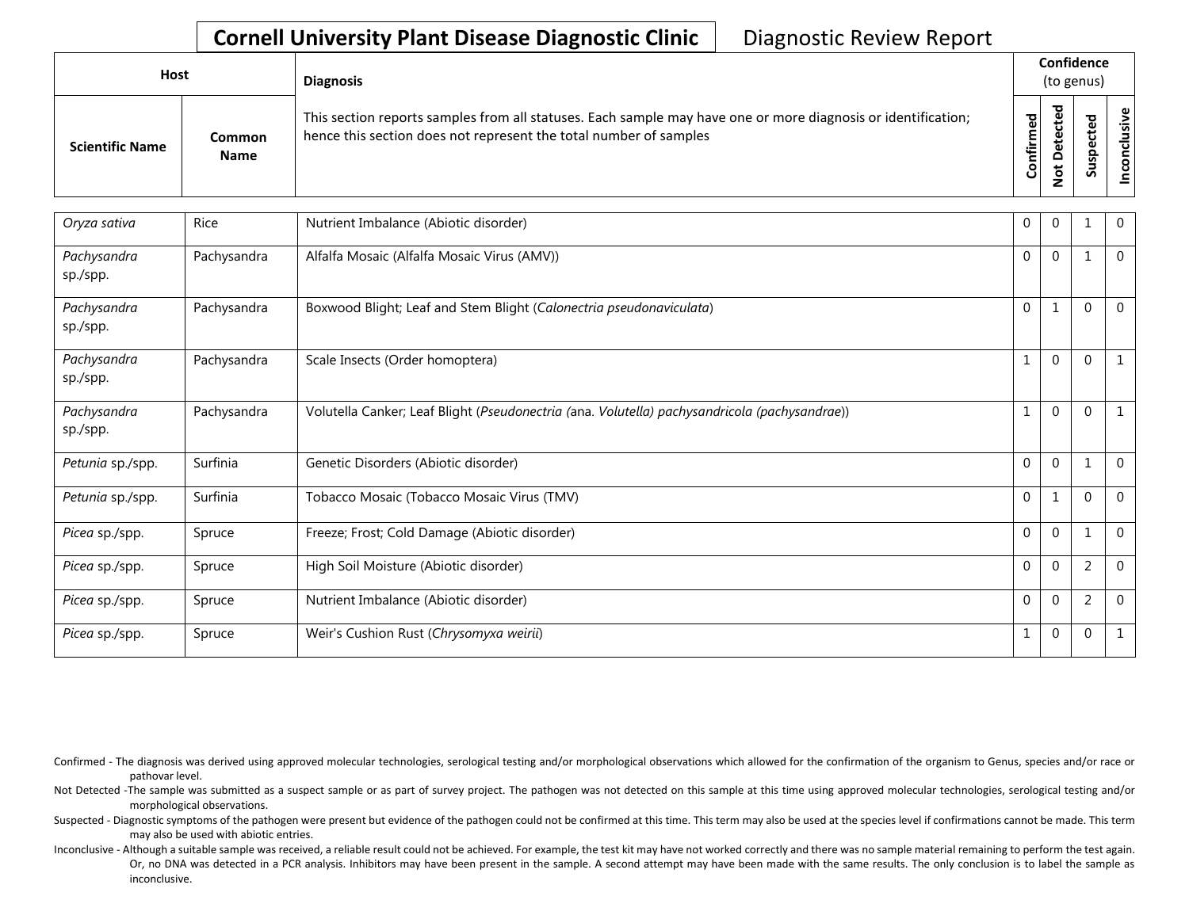**Cornell University Plant Disease Diagnostic Clinic** Diagnostic Review Report

| Host | | Diagnosis | Confidence (to genus) | | | |
|---|---|---|---|---|---|---|
| Scientific Name | Common Name | This section reports samples from all statuses. Each sample may have one or more diagnosis or identification; hence this section does not represent the total number of samples | Confirmed | Not Detected | Suspected | Inconclusive |
| *Oryza sativa* | Rice | Nutrient Imbalance (Abiotic disorder) | 0 | 0 | 1 | 0 |
| *Pachysandra* sp./spp. | Pachysandra | Alfalfa Mosaic (Alfalfa Mosaic Virus (AMV)) | 0 | 0 | 1 | 0 |
| *Pachysandra* sp./spp. | Pachysandra | Boxwood Blight; Leaf and Stem Blight (*Calonectria pseudonaviculata*) | 0 | 1 | 0 | 0 |
| *Pachysandra* sp./spp. | Pachysandra | Scale Insects (Order homoptera) | 1 | 0 | 0 | 1 |
| *Pachysandra* sp./spp. | Pachysandra | Volutella Canker; Leaf Blight (*Pseudonectria (*ana. *Volutella) pachysandricola (pachysandrae)*) | 1 | 0 | 0 | 1 |
| *Petunia* sp./spp. | Surfinia | Genetic Disorders (Abiotic disorder) | 0 | 0 | 1 | 0 |
| *Petunia* sp./spp. | Surfinia | Tobacco Mosaic (Tobacco Mosaic Virus (TMV) | 0 | 1 | 0 | 0 |
| *Picea* sp./spp. | Spruce | Freeze; Frost; Cold Damage (Abiotic disorder) | 0 | 0 | 1 | 0 |
| *Picea* sp./spp. | Spruce | High Soil Moisture (Abiotic disorder) | 0 | 0 | 2 | 0 |
| *Picea* sp./spp. | Spruce | Nutrient Imbalance (Abiotic disorder) | 0 | 0 | 2 | 0 |
| *Picea* sp./spp. | Spruce | Weir's Cushion Rust (*Chrysomyxa weirii*) | 1 | 0 | 0 | 1 |

Confirmed - The diagnosis was derived using approved molecular technologies, serological testing and/or morphological observations which allowed for the confirmation of the organism to Genus, species and/or race or pathovar level.

Not Detected -The sample was submitted as a suspect sample or as part of survey project. The pathogen was not detected on this sample at this time using approved molecular technologies, serological testing and/or morphological observations.

Suspected - Diagnostic symptoms of the pathogen were present but evidence of the pathogen could not be confirmed at this time. This term may also be used at the species level if confirmations cannot be made. This term may also be used with abiotic entries.

Inconclusive - Although a suitable sample was received, a reliable result could not be achieved. For example, the test kit may have not worked correctly and there was no sample material remaining to perform the test again. Or, no DNA was detected in a PCR analysis. Inhibitors may have been present in the sample. A second attempt may have been made with the same results. The only conclusion is to label the sample as inconclusive.